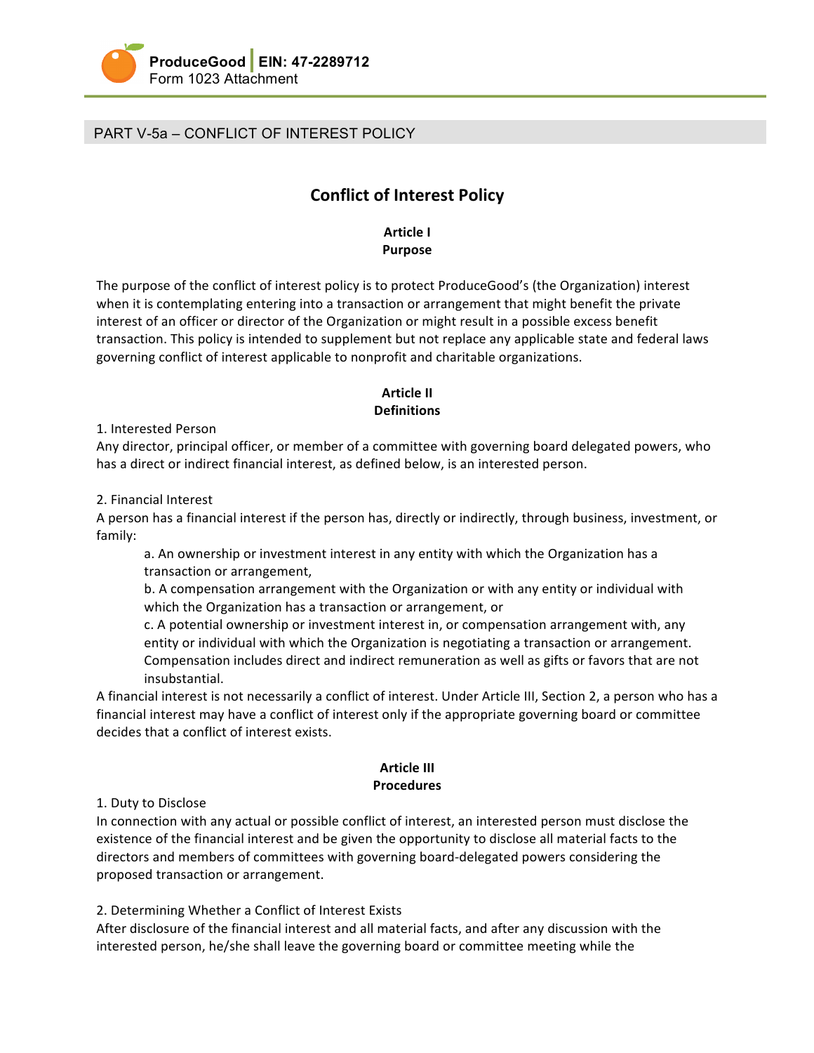PART V-5a – CONFLICT OF INTEREST POLICY

# Conflict of Interest Policy

## Article I
## Purpose

The purpose of the conflict of interest policy is to protect ProduceGood's (the Organization) interest when it is contemplating entering into a transaction or arrangement that might benefit the private interest of an officer or director of the Organization or might result in a possible excess benefit transaction. This policy is intended to supplement but not replace any applicable state and federal laws governing conflict of interest applicable to nonprofit and charitable organizations.

## Article II
## Definitions

1. Interested Person

Any director, principal officer, or member of a committee with governing board delegated powers, who has a direct or indirect financial interest, as defined below, is an interested person.

2. Financial Interest

A person has a financial interest if the person has, directly or indirectly, through business, investment, or family:

> a. An ownership or investment interest in any entity with which the Organization has a transaction or arrangement,
>
> b. A compensation arrangement with the Organization or with any entity or individual with which the Organization has a transaction or arrangement, or
>
> c. A potential ownership or investment interest in, or compensation arrangement with, any entity or individual with which the Organization is negotiating a transaction or arrangement. Compensation includes direct and indirect remuneration as well as gifts or favors that are not insubstantial.

A financial interest is not necessarily a conflict of interest. Under Article III, Section 2, a person who has a financial interest may have a conflict of interest only if the appropriate governing board or committee decides that a conflict of interest exists.

## Article III
## Procedures

1. Duty to Disclose

In connection with any actual or possible conflict of interest, an interested person must disclose the existence of the financial interest and be given the opportunity to disclose all material facts to the directors and members of committees with governing board-delegated powers considering the proposed transaction or arrangement.

2. Determining Whether a Conflict of Interest Exists

After disclosure of the financial interest and all material facts, and after any discussion with the interested person, he/she shall leave the governing board or committee meeting while the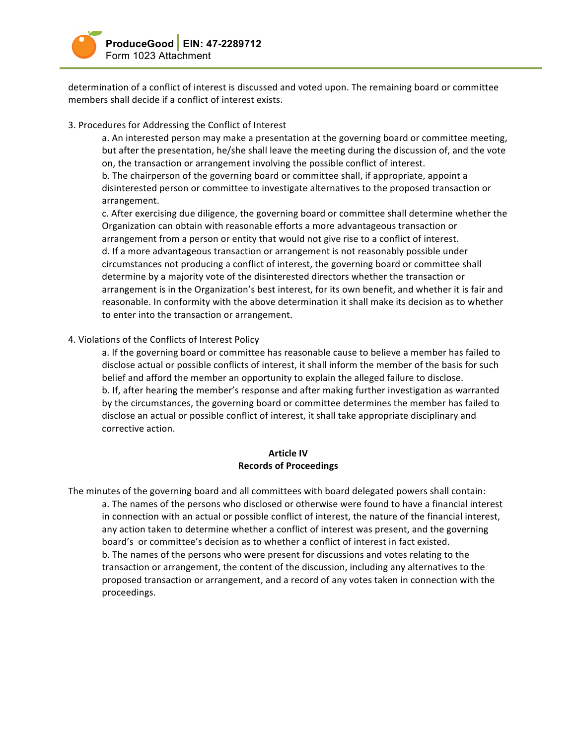determination of a conflict of interest is discussed and voted upon. The remaining board or committee members shall decide if a conflict of interest exists.

3. Procedures for Addressing the Conflict of Interest

   a. An interested person may make a presentation at the governing board or committee meeting, but after the presentation, he/she shall leave the meeting during the discussion of, and the vote on, the transaction or arrangement involving the possible conflict of interest.
   b. The chairperson of the governing board or committee shall, if appropriate, appoint a disinterested person or committee to investigate alternatives to the proposed transaction or arrangement.
   c. After exercising due diligence, the governing board or committee shall determine whether the Organization can obtain with reasonable efforts a more advantageous transaction or arrangement from a person or entity that would not give rise to a conflict of interest.
   d. If a more advantageous transaction or arrangement is not reasonably possible under circumstances not producing a conflict of interest, the governing board or committee shall determine by a majority vote of the disinterested directors whether the transaction or arrangement is in the Organization's best interest, for its own benefit, and whether it is fair and reasonable. In conformity with the above determination it shall make its decision as to whether to enter into the transaction or arrangement.

4. Violations of the Conflicts of Interest Policy

   a. If the governing board or committee has reasonable cause to believe a member has failed to disclose actual or possible conflicts of interest, it shall inform the member of the basis for such belief and afford the member an opportunity to explain the alleged failure to disclose.
   b. If, after hearing the member's response and after making further investigation as warranted by the circumstances, the governing board or committee determines the member has failed to disclose an actual or possible conflict of interest, it shall take appropriate disciplinary and corrective action.

**Article IV**
**Records of Proceedings**

The minutes of the governing board and all committees with board delegated powers shall contain:

   a. The names of the persons who disclosed or otherwise were found to have a financial interest in connection with an actual or possible conflict of interest, the nature of the financial interest, any action taken to determine whether a conflict of interest was present, and the governing board's or committee's decision as to whether a conflict of interest in fact existed.
   b. The names of the persons who were present for discussions and votes relating to the transaction or arrangement, the content of the discussion, including any alternatives to the proposed transaction or arrangement, and a record of any votes taken in connection with the proceedings.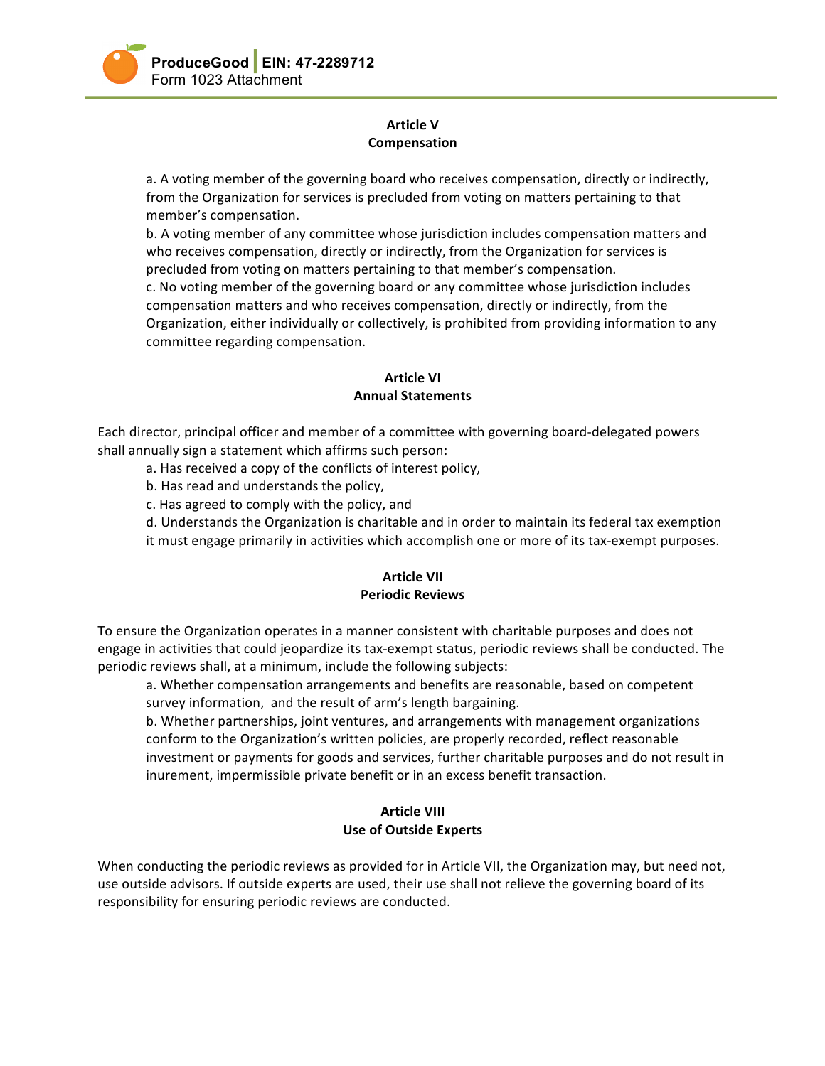## Article V
## Compensation

a. A voting member of the governing board who receives compensation, directly or indirectly, from the Organization for services is precluded from voting on matters pertaining to that member's compensation.
b. A voting member of any committee whose jurisdiction includes compensation matters and who receives compensation, directly or indirectly, from the Organization for services is precluded from voting on matters pertaining to that member's compensation.
c. No voting member of the governing board or any committee whose jurisdiction includes compensation matters and who receives compensation, directly or indirectly, from the Organization, either individually or collectively, is prohibited from providing information to any committee regarding compensation.

## Article VI
## Annual Statements

Each director, principal officer and member of a committee with governing board-delegated powers shall annually sign a statement which affirms such person:

a. Has received a copy of the conflicts of interest policy,
b. Has read and understands the policy,
c. Has agreed to comply with the policy, and
d. Understands the Organization is charitable and in order to maintain its federal tax exemption it must engage primarily in activities which accomplish one or more of its tax-exempt purposes.

## Article VII
## Periodic Reviews

To ensure the Organization operates in a manner consistent with charitable purposes and does not engage in activities that could jeopardize its tax-exempt status, periodic reviews shall be conducted. The periodic reviews shall, at a minimum, include the following subjects:

a. Whether compensation arrangements and benefits are reasonable, based on competent survey information, and the result of arm's length bargaining.
b. Whether partnerships, joint ventures, and arrangements with management organizations conform to the Organization's written policies, are properly recorded, reflect reasonable investment or payments for goods and services, further charitable purposes and do not result in inurement, impermissible private benefit or in an excess benefit transaction.

## Article VIII
## Use of Outside Experts

When conducting the periodic reviews as provided for in Article VII, the Organization may, but need not, use outside advisors. If outside experts are used, their use shall not relieve the governing board of its responsibility for ensuring periodic reviews are conducted.